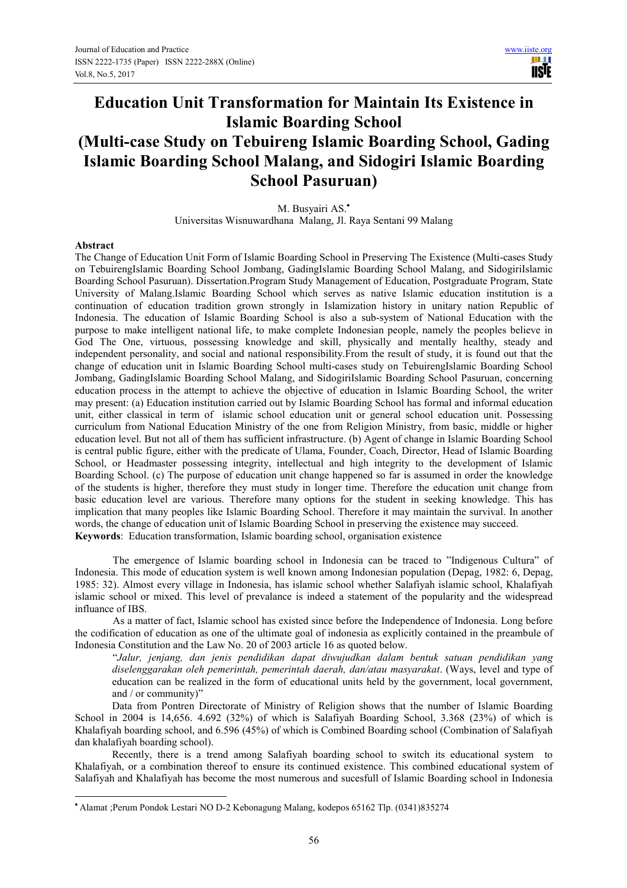# Education Unit Transformation for Maintain Its Existence in Islamic Boarding School (Multi-case Study on Tebuireng Islamic Boarding School, Gading Islamic Boarding School Malang, and Sidogiri Islamic Boarding School Pasuruan)

M. Busyairi AS.•

Universitas Wisnuwardhana Malang, Jl. Raya Sentani 99 Malang

## Abstract

The Change of Education Unit Form of Islamic Boarding School in Preserving The Existence (Multi-cases Study on TebuirengIslamic Boarding School Jombang, GadingIslamic Boarding School Malang, and SidogiriIslamic Boarding School Pasuruan). Dissertation.Program Study Management of Education, Postgraduate Program, State University of Malang.Islamic Boarding School which serves as native Islamic education institution is a continuation of education tradition grown strongly in Islamization history in unitary nation Republic of Indonesia. The education of Islamic Boarding School is also a sub-system of National Education with the purpose to make intelligent national life, to make complete Indonesian people, namely the peoples believe in God The One, virtuous, possessing knowledge and skill, physically and mentally healthy, steady and independent personality, and social and national responsibility.From the result of study, it is found out that the change of education unit in Islamic Boarding School multi-cases study on TebuirengIslamic Boarding School Jombang, GadingIslamic Boarding School Malang, and SidogiriIslamic Boarding School Pasuruan, concerning education process in the attempt to achieve the objective of education in Islamic Boarding School, the writer may present: (a) Education institution carried out by Islamic Boarding School has formal and informal education unit, either classical in term of islamic school education unit or general school education unit. Possessing curriculum from National Education Ministry of the one from Religion Ministry, from basic, middle or higher education level. But not all of them has sufficient infrastructure. (b) Agent of change in Islamic Boarding School is central public figure, either with the predicate of Ulama, Founder, Coach, Director, Head of Islamic Boarding School, or Headmaster possessing integrity, intellectual and high integrity to the development of Islamic Boarding School. (c) The purpose of education unit change happened so far is assumed in order the knowledge of the students is higher, therefore they must study in longer time. Therefore the education unit change from basic education level are various. Therefore many options for the student in seeking knowledge. This has implication that many peoples like Islamic Boarding School. Therefore it may maintain the survival. In another words, the change of education unit of Islamic Boarding School in preserving the existence may succeed.

**Keywords**: Education transformation, Islamic boarding school, organisation existence

The emergence of Islamic boarding school in Indonesia can be traced to "Indigenous Cultura" of Indonesia. This mode of education system is well known among Indonesian population (Depag, 1982: 6, Depag, 1985: 32). Almost every village in Indonesia, has islamic school whether Salafiyah islamic school, Khalafiyah islamic school or mixed. This level of prevalance is indeed a statement of the popularity and the widespread influance of IBS.

As a matter of fact, Islamic school has existed since before the Independence of Indonesia. Long before the codification of education as one of the ultimate goal of indonesia as explicitly contained in the preambule of Indonesia Constitution and the Law No. 20 of 2003 article 16 as quoted below.

> "*Jalur, jenjang, dan jenis pendidikan dapat diwujudkan dalam bentuk satuan pendidikan yang diselenggarakan oleh pemerintah, pemerintah daerah, dan/atau masyarakat*. (Ways, level and type of education can be realized in the form of educational units held by the government, local government, and / or community)"

Data from Pontren Directorate of Ministry of Religion shows that the number of Islamic Boarding School in 2004 is 14,656. 4.692 (32%) of which is Salafiyah Boarding School, 3.368 (23%) of which is Khalafiyah boarding school, and 6.596 (45%) of which is Combined Boarding school (Combination of Salafiyah dan khalafiyah boarding school).

Recently, there is a trend among Salafiyah boarding school to switch its educational system to Khalafiyah, or a combination thereof to ensure its continued existence. This combined educational system of Salafiyah and Khalafiyah has become the most numerous and sucesfull of Islamic Boarding school in Indonesia

• Alamat ;Perum Pondok Lestari NO D-2 Kebonagung Malang, kodepos 65162 Tlp. (0341)835274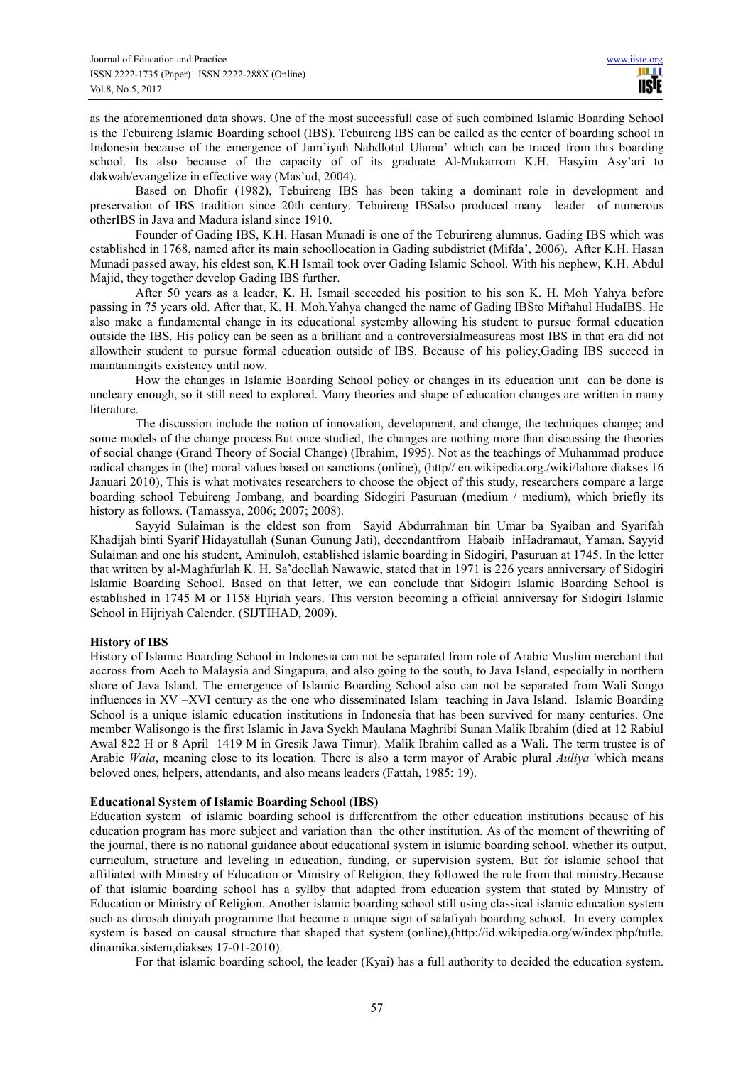as the aforementioned data shows. One of the most successfull case of such combined Islamic Boarding School is the Tebuireng Islamic Boarding school (IBS). Tebuireng IBS can be called as the center of boarding school in Indonesia because of the emergence of Jam'iyah Nahdlotul Ulama' which can be traced from this boarding school. Its also because of the capacity of of its graduate Al-Mukarrom K.H. Hasyim Asy'ari to dakwah/evangelize in effective way (Mas'ud, 2004).

Based on Dhofir (1982), Tebuireng IBS has been taking a dominant role in development and preservation of IBS tradition since 20th century. Tebuireng IBSalso produced many leader of numerous otherIBS in Java and Madura island since 1910.

Founder of Gading IBS, K.H. Hasan Munadi is one of the Teburireng alumnus. Gading IBS which was established in 1768, named after its main schoollocation in Gading subdistrict (Mifda', 2006). After K.H. Hasan Munadi passed away, his eldest son, K.H Ismail took over Gading Islamic School. With his nephew, K.H. Abdul Majid, they together develop Gading IBS further.

After 50 years as a leader, K. H. Ismail seceeded his position to his son K. H. Moh Yahya before passing in 75 years old. After that, K. H. Moh.Yahya changed the name of Gading IBSto Miftahul HudaIBS. He also make a fundamental change in its educational systemby allowing his student to pursue formal education outside the IBS. His policy can be seen as a brilliant and a controversialmeasureas most IBS in that era did not allowtheir student to pursue formal education outside of IBS. Because of his policy,Gading IBS succeed in maintainingits existency until now.

How the changes in Islamic Boarding School policy or changes in its education unit can be done is uncleary enough, so it still need to explored. Many theories and shape of education changes are written in many literature.

The discussion include the notion of innovation, development, and change, the techniques change; and some models of the change process.But once studied, the changes are nothing more than discussing the theories of social change (Grand Theory of Social Change) (Ibrahim, 1995). Not as the teachings of Muhammad produce radical changes in (the) moral values based on sanctions.(online), (http// en.wikipedia.org./wiki/lahore diakses 16 Januari 2010), This is what motivates researchers to choose the object of this study, researchers compare a large boarding school Tebuireng Jombang, and boarding Sidogiri Pasuruan (medium / medium), which briefly its history as follows. (Tamassya, 2006; 2007; 2008).

Sayyid Sulaiman is the eldest son from Sayid Abdurrahman bin Umar ba Syaiban and Syarifah Khadijah binti Syarif Hidayatullah (Sunan Gunung Jati), decendantfrom Habaib inHadramaut, Yaman. Sayyid Sulaiman and one his student, Aminuloh, established islamic boarding in Sidogiri, Pasuruan at 1745. In the letter that written by al-Maghfurlah K. H. Sa'doellah Nawawie, stated that in 1971 is 226 years anniversary of Sidogiri Islamic Boarding School. Based on that letter, we can conclude that Sidogiri Islamic Boarding School is established in 1745 M or 1158 Hijriah years. This version becoming a official anniversay for Sidogiri Islamic School in Hijriyah Calender. (SIJTIHAD, 2009).

**History of IBS**

History of Islamic Boarding School in Indonesia can not be separated from role of Arabic Muslim merchant that accross from Aceh to Malaysia and Singapura, and also going to the south, to Java Island, especially in northern shore of Java Island. The emergence of Islamic Boarding School also can not be separated from Wali Songo influences in XV –XVI century as the one who disseminated Islam teaching in Java Island. Islamic Boarding School is a unique islamic education institutions in Indonesia that has been survived for many centuries. One member Walisongo is the first Islamic in Java Syekh Maulana Maghribi Sunan Malik Ibrahim (died at 12 Rabiul Awal 822 H or 8 April 1419 M in Gresik Jawa Timur). Malik Ibrahim called as a Wali. The term trustee is of Arabic *Wala*, meaning close to its location. There is also a term mayor of Arabic plural *Auliya* 'which means beloved ones, helpers, attendants, and also means leaders (Fattah, 1985: 19).

**Educational System of Islamic Boarding School (IBS)**

Education system of islamic boarding school is differentfrom the other education institutions because of his education program has more subject and variation than the other institution. As of the moment of thewriting of the journal, there is no national guidance about educational system in islamic boarding school, whether its output, curriculum, structure and leveling in education, funding, or supervision system. But for islamic school that affiliated with Ministry of Education or Ministry of Religion, they followed the rule from that ministry.Because of that islamic boarding school has a syllby that adapted from education system that stated by Ministry of Education or Ministry of Religion. Another islamic boarding school still using classical islamic education system such as dirosah diniyah programme that become a unique sign of salafiyah boarding school. In every complex system is based on causal structure that shaped that system.(online),(http://id.wikipedia.org/w/index.php/tutle. dinamika.sistem,diakses 17-01-2010).

For that islamic boarding school, the leader (Kyai) has a full authority to decided the education system.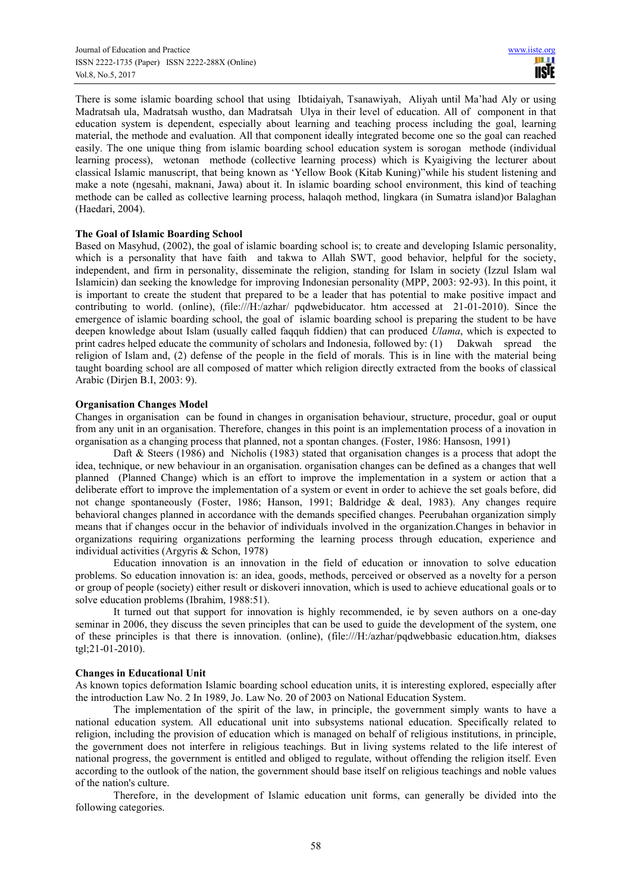There is some islamic boarding school that using Ibtidaiyah, Tsanawiyah, Aliyah until Ma'had Aly or using Madratsah ula, Madratsah wustho, dan Madratsah Ulya in their level of education. All of component in that education system is dependent, especially about learning and teaching process including the goal, learning material, the methode and evaluation. All that component ideally integrated become one so the goal can reached easily. The one unique thing from islamic boarding school education system is sorogan methode (individual learning process), wetonan methode (collective learning process) which is Kyaigiving the lecturer about classical Islamic manuscript, that being known as 'Yellow Book (Kitab Kuning)"while his student listening and make a note (ngesahi, maknani, Jawa) about it. In islamic boarding school environment, this kind of teaching methode can be called as collective learning process, halaqoh method, lingkara (in Sumatra island)or Balaghan (Haedari, 2004).

**The Goal of Islamic Boarding School**

Based on Masyhud, (2002), the goal of islamic boarding school is; to create and developing Islamic personality, which is a personality that have faith and takwa to Allah SWT, good behavior, helpful for the society, independent, and firm in personality, disseminate the religion, standing for Islam in society (Izzul Islam wal Islamicin) dan seeking the knowledge for improving Indonesian personality (MPP, 2003: 92-93). In this point, it is important to create the student that prepared to be a leader that has potential to make positive impact and contributing to world. (online), (file:///H:/azhar/ pqdwebiducator. htm accessed at 21-01-2010). Since the emergence of islamic boarding school, the goal of islamic boarding school is preparing the student to be have deepen knowledge about Islam (usually called faqquh fiddien) that can produced *Ulama*, which is expected to print cadres helped educate the community of scholars and Indonesia, followed by: (1) Dakwah spread the religion of Islam and, (2) defense of the people in the field of morals. This is in line with the material being taught boarding school are all composed of matter which religion directly extracted from the books of classical Arabic (Dirjen B.I, 2003: 9).

**Organisation Changes Model**

Changes in organisation can be found in changes in organisation behaviour, structure, procedur, goal or ouput from any unit in an organisation. Therefore, changes in this point is an implementation process of a inovation in organisation as a changing process that planned, not a spontan changes. (Foster, 1986: Hansosn, 1991)

Daft & Steers (1986) and Nicholis (1983) stated that organisation changes is a process that adopt the idea, technique, or new behaviour in an organisation. organisation changes can be defined as a changes that well planned (Planned Change) which is an effort to improve the implementation in a system or action that a deliberate effort to improve the implementation of a system or event in order to achieve the set goals before, did not change spontaneously (Foster, 1986; Hanson, 1991; Baldridge & deal, 1983). Any changes require behavioral changes planned in accordance with the demands specified changes. Peerubahan organization simply means that if changes occur in the behavior of individuals involved in the organization.Changes in behavior in organizations requiring organizations performing the learning process through education, experience and individual activities (Argyris & Schon, 1978)

Education innovation is an innovation in the field of education or innovation to solve education problems. So education innovation is: an idea, goods, methods, perceived or observed as a novelty for a person or group of people (society) either result or diskoveri innovation, which is used to achieve educational goals or to solve education problems (Ibrahim, 1988:51).

It turned out that support for innovation is highly recommended, ie by seven authors on a one-day seminar in 2006, they discuss the seven principles that can be used to guide the development of the system, one of these principles is that there is innovation. (online), (file:///H:/azhar/pqdwebbasic education.htm, diakses tgl;21-01-2010).

**Changes in Educational Unit**

As known topics deformation Islamic boarding school education units, it is interesting explored, especially after the introduction Law No. 2 In 1989, Jo. Law No. 20 of 2003 on National Education System.

The implementation of the spirit of the law, in principle, the government simply wants to have a national education system. All educational unit into subsystems national education. Specifically related to religion, including the provision of education which is managed on behalf of religious institutions, in principle, the government does not interfere in religious teachings. But in living systems related to the life interest of national progress, the government is entitled and obliged to regulate, without offending the religion itself. Even according to the outlook of the nation, the government should base itself on religious teachings and noble values of the nation's culture.

Therefore, in the development of Islamic education unit forms, can generally be divided into the following categories.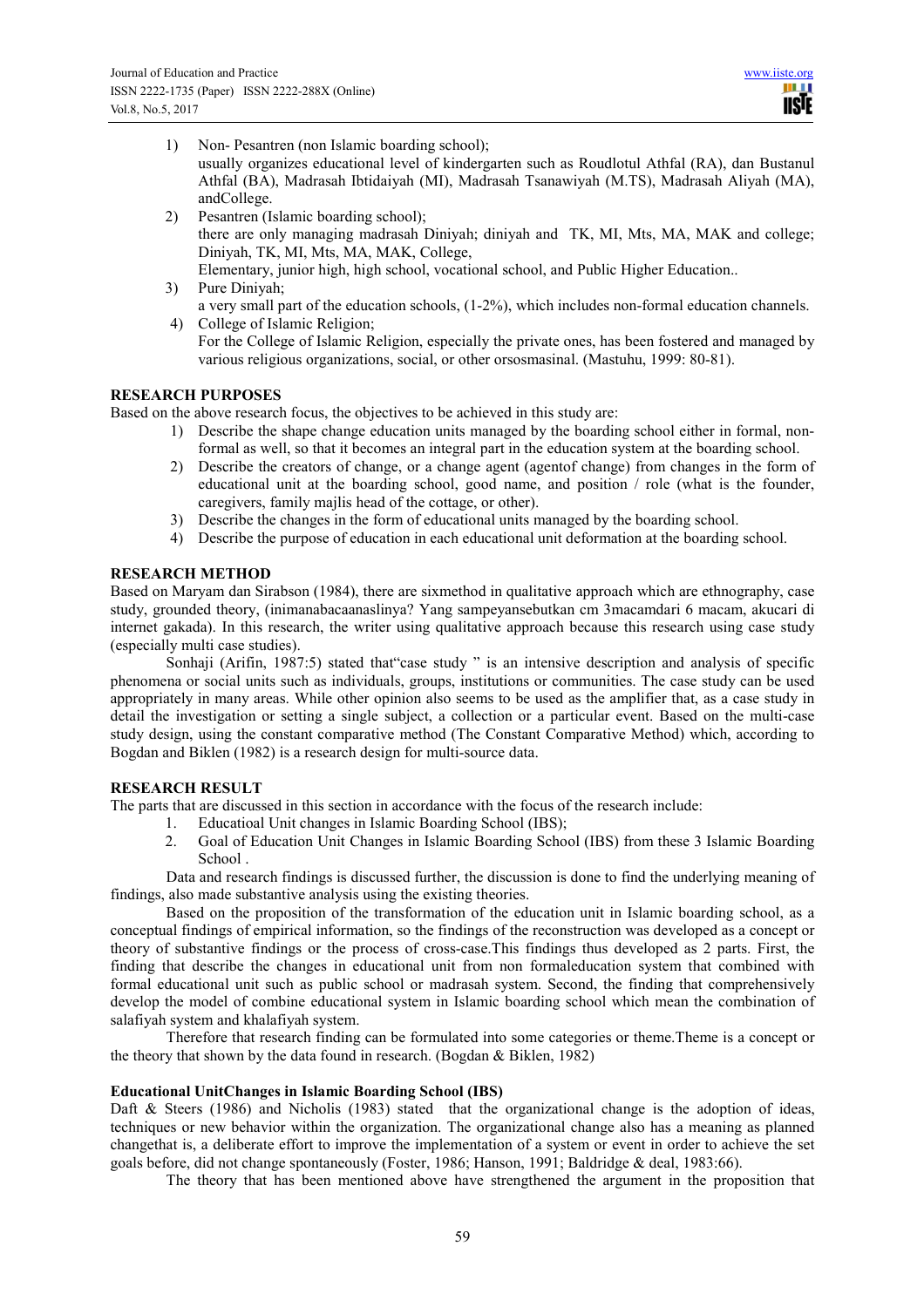1) Non- Pesantren (non Islamic boarding school);
   usually organizes educational level of kindergarten such as Roudlotul Athfal (RA), dan Bustanul Athfal (BA), Madrasah Ibtidaiyah (MI), Madrasah Tsanawiyah (M.TS), Madrasah Aliyah (MA), andCollege.
2) Pesantren (Islamic boarding school);
   there are only managing madrasah Diniyah; diniyah and TK, MI, Mts, MA, MAK and college; Diniyah, TK, MI, Mts, MA, MAK, College,
   Elementary, junior high, high school, vocational school, and Public Higher Education..
3) Pure Diniyah;
   a very small part of the education schools, (1-2%), which includes non-formal education channels.
4) College of Islamic Religion;
   For the College of Islamic Religion, especially the private ones, has been fostered and managed by various religious organizations, social, or other orsosmasinal. (Mastuhu, 1999: 80-81).

## RESEARCH PURPOSES

Based on the above research focus, the objectives to be achieved in this study are:

1) Describe the shape change education units managed by the boarding school either in formal, non-formal as well, so that it becomes an integral part in the education system at the boarding school.
2) Describe the creators of change, or a change agent (agentof change) from changes in the form of educational unit at the boarding school, good name, and position / role (what is the founder, caregivers, family majlis head of the cottage, or other).
3) Describe the changes in the form of educational units managed by the boarding school.
4) Describe the purpose of education in each educational unit deformation at the boarding school.

## RESEARCH METHOD

Based on Maryam dan Sirabson (1984), there are sixmethod in qualitative approach which are ethnography, case study, grounded theory, (inimanabacaanaslinya? Yang sampeyansebutkan cm 3macamdari 6 macam, akucari di internet gakada). In this research, the writer using qualitative approach because this research using case study (especially multi case studies).

Sonhaji (Arifin, 1987:5) stated that"case study " is an intensive description and analysis of specific phenomena or social units such as individuals, groups, institutions or communities. The case study can be used appropriately in many areas. While other opinion also seems to be used as the amplifier that, as a case study in detail the investigation or setting a single subject, a collection or a particular event. Based on the multi-case study design, using the constant comparative method (The Constant Comparative Method) which, according to Bogdan and Biklen (1982) is a research design for multi-source data.

## RESEARCH RESULT

The parts that are discussed in this section in accordance with the focus of the research include:

1. Educatioal Unit changes in Islamic Boarding School (IBS);
2. Goal of Education Unit Changes in Islamic Boarding School (IBS) from these 3 Islamic Boarding School .

Data and research findings is discussed further, the discussion is done to find the underlying meaning of findings, also made substantive analysis using the existing theories.

Based on the proposition of the transformation of the education unit in Islamic boarding school, as a conceptual findings of empirical information, so the findings of the reconstruction was developed as a concept or theory of substantive findings or the process of cross-case.This findings thus developed as 2 parts. First, the finding that describe the changes in educational unit from non formaleducation system that combined with formal educational unit such as public school or madrasah system. Second, the finding that comprehensively develop the model of combine educational system in Islamic boarding school which mean the combination of salafiyah system and khalafiyah system.

Therefore that research finding can be formulated into some categories or theme.Theme is a concept or the theory that shown by the data found in research. (Bogdan & Biklen, 1982)

### Educational UnitChanges in Islamic Boarding School (IBS)

Daft & Steers (1986) and Nicholis (1983) stated that the organizational change is the adoption of ideas, techniques or new behavior within the organization. The organizational change also has a meaning as planned changethat is, a deliberate effort to improve the implementation of a system or event in order to achieve the set goals before, did not change spontaneously (Foster, 1986; Hanson, 1991; Baldridge & deal, 1983:66).

The theory that has been mentioned above have strengthened the argument in the proposition that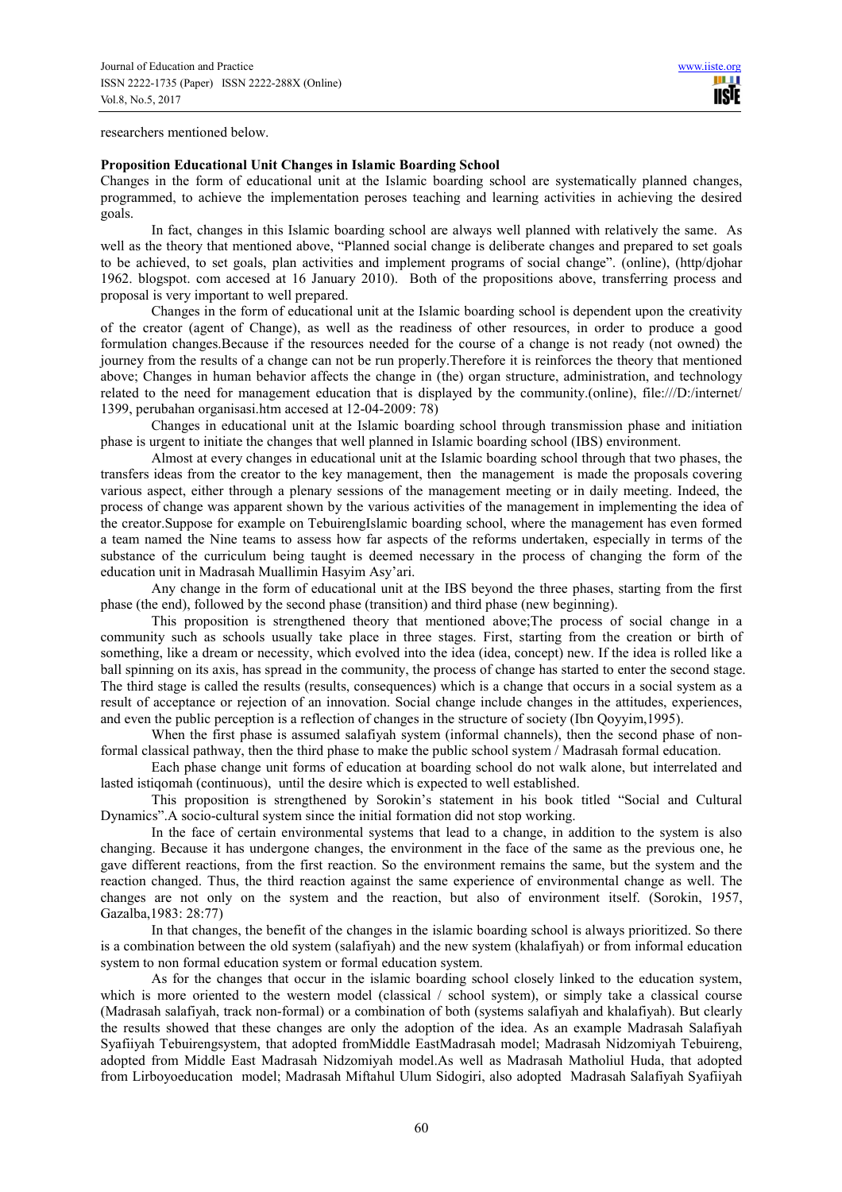researchers mentioned below.

**Proposition Educational Unit Changes in Islamic Boarding School**

Changes in the form of educational unit at the Islamic boarding school are systematically planned changes, programmed, to achieve the implementation peroses teaching and learning activities in achieving the desired goals.

In fact, changes in this Islamic boarding school are always well planned with relatively the same. As well as the theory that mentioned above, "Planned social change is deliberate changes and prepared to set goals to be achieved, to set goals, plan activities and implement programs of social change". (online), (http/djohar 1962. blogspot. com accesed at 16 January 2010). Both of the propositions above, transferring process and proposal is very important to well prepared.

Changes in the form of educational unit at the Islamic boarding school is dependent upon the creativity of the creator (agent of Change), as well as the readiness of other resources, in order to produce a good formulation changes.Because if the resources needed for the course of a change is not ready (not owned) the journey from the results of a change can not be run properly.Therefore it is reinforces the theory that mentioned above; Changes in human behavior affects the change in (the) organ structure, administration, and technology related to the need for management education that is displayed by the community.(online), file:///D:/internet/ 1399, perubahan organisasi.htm accesed at 12-04-2009: 78)

Changes in educational unit at the Islamic boarding school through transmission phase and initiation phase is urgent to initiate the changes that well planned in Islamic boarding school (IBS) environment.

Almost at every changes in educational unit at the Islamic boarding school through that two phases, the transfers ideas from the creator to the key management, then the management is made the proposals covering various aspect, either through a plenary sessions of the management meeting or in daily meeting. Indeed, the process of change was apparent shown by the various activities of the management in implementing the idea of the creator.Suppose for example on TebuirengIslamic boarding school, where the management has even formed a team named the Nine teams to assess how far aspects of the reforms undertaken, especially in terms of the substance of the curriculum being taught is deemed necessary in the process of changing the form of the education unit in Madrasah Muallimin Hasyim Asy'ari.

Any change in the form of educational unit at the IBS beyond the three phases, starting from the first phase (the end), followed by the second phase (transition) and third phase (new beginning).

This proposition is strengthened theory that mentioned above;The process of social change in a community such as schools usually take place in three stages. First, starting from the creation or birth of something, like a dream or necessity, which evolved into the idea (idea, concept) new. If the idea is rolled like a ball spinning on its axis, has spread in the community, the process of change has started to enter the second stage. The third stage is called the results (results, consequences) which is a change that occurs in a social system as a result of acceptance or rejection of an innovation. Social change include changes in the attitudes, experiences, and even the public perception is a reflection of changes in the structure of society (Ibn Qoyyim,1995).

When the first phase is assumed salafiyah system (informal channels), then the second phase of non-formal classical pathway, then the third phase to make the public school system / Madrasah formal education.

Each phase change unit forms of education at boarding school do not walk alone, but interrelated and lasted istiqomah (continuous), until the desire which is expected to well established.

This proposition is strengthened by Sorokin's statement in his book titled "Social and Cultural Dynamics".A socio-cultural system since the initial formation did not stop working.

In the face of certain environmental systems that lead to a change, in addition to the system is also changing. Because it has undergone changes, the environment in the face of the same as the previous one, he gave different reactions, from the first reaction. So the environment remains the same, but the system and the reaction changed. Thus, the third reaction against the same experience of environmental change as well. The changes are not only on the system and the reaction, but also of environment itself. (Sorokin, 1957, Gazalba,1983: 28:77)

In that changes, the benefit of the changes in the islamic boarding school is always prioritized. So there is a combination between the old system (salafiyah) and the new system (khalafiyah) or from informal education system to non formal education system or formal education system.

As for the changes that occur in the islamic boarding school closely linked to the education system, which is more oriented to the western model (classical / school system), or simply take a classical course (Madrasah salafiyah, track non-formal) or a combination of both (systems salafiyah and khalafiyah). But clearly the results showed that these changes are only the adoption of the idea. As an example Madrasah Salafiyah Syafiiyah Tebuirengsystem, that adopted fromMiddle EastMadrasah model; Madrasah Nidzomiyah Tebuireng, adopted from Middle East Madrasah Nidzomiyah model.As well as Madrasah Matholiul Huda, that adopted from Lirboyoeducation model; Madrasah Miftahul Ulum Sidogiri, also adopted Madrasah Salafiyah Syafiiyah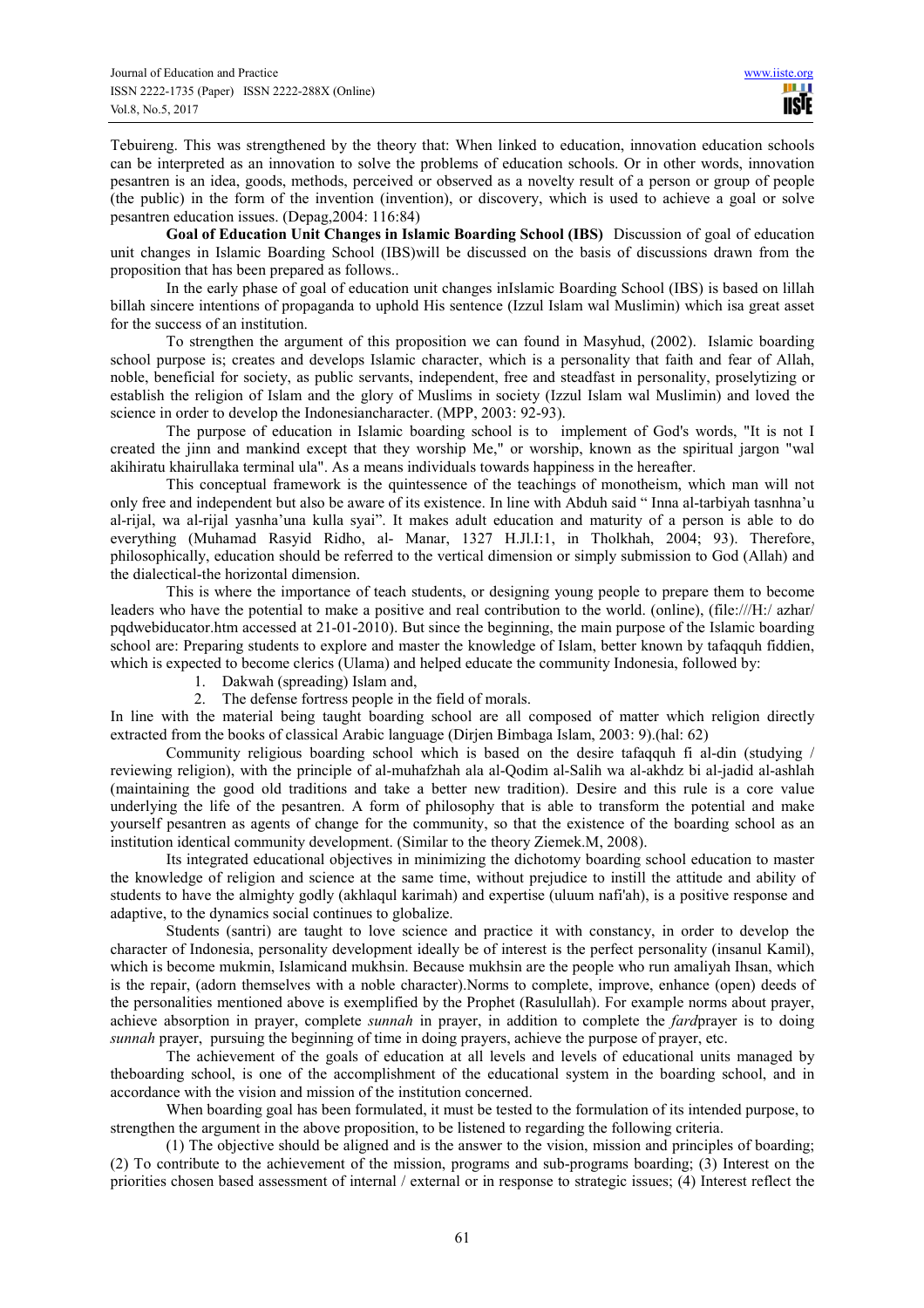Tebuireng. This was strengthened by the theory that: When linked to education, innovation education schools can be interpreted as an innovation to solve the problems of education schools. Or in other words, innovation pesantren is an idea, goods, methods, perceived or observed as a novelty result of a person or group of people (the public) in the form of the invention (invention), or discovery, which is used to achieve a goal or solve pesantren education issues. (Depag,2004: 116:84)

**Goal of Education Unit Changes in Islamic Boarding School (IBS)** Discussion of goal of education unit changes in Islamic Boarding School (IBS)will be discussed on the basis of discussions drawn from the proposition that has been prepared as follows..

In the early phase of goal of education unit changes inIslamic Boarding School (IBS) is based on lillah billah sincere intentions of propaganda to uphold His sentence (Izzul Islam wal Muslimin) which isa great asset for the success of an institution.

To strengthen the argument of this proposition we can found in Masyhud, (2002). Islamic boarding school purpose is; creates and develops Islamic character, which is a personality that faith and fear of Allah, noble, beneficial for society, as public servants, independent, free and steadfast in personality, proselytizing or establish the religion of Islam and the glory of Muslims in society (Izzul Islam wal Muslimin) and loved the science in order to develop the Indonesiancharacter. (MPP, 2003: 92-93).

The purpose of education in Islamic boarding school is to implement of God's words, "It is not I created the jinn and mankind except that they worship Me," or worship, known as the spiritual jargon "wal akihiratu khairullaka terminal ula". As a means individuals towards happiness in the hereafter.

This conceptual framework is the quintessence of the teachings of monotheism, which man will not only free and independent but also be aware of its existence. In line with Abduh said " Inna al-tarbiyah tasnhna'u al-rijal, wa al-rijal yasnha'una kulla syai". It makes adult education and maturity of a person is able to do everything (Muhamad Rasyid Ridho, al- Manar, 1327 H.Jl.I:1, in Tholkhah, 2004; 93). Therefore, philosophically, education should be referred to the vertical dimension or simply submission to God (Allah) and the dialectical-the horizontal dimension.

This is where the importance of teach students, or designing young people to prepare them to become leaders who have the potential to make a positive and real contribution to the world. (online), (file:///H:/ azhar/ pqdwebiducator.htm accessed at 21-01-2010). But since the beginning, the main purpose of the Islamic boarding school are: Preparing students to explore and master the knowledge of Islam, better known by tafaqquh fiddien, which is expected to become clerics (Ulama) and helped educate the community Indonesia, followed by:

1. Dakwah (spreading) Islam and,
2. The defense fortress people in the field of morals.

In line with the material being taught boarding school are all composed of matter which religion directly extracted from the books of classical Arabic language (Dirjen Bimbaga Islam, 2003: 9).(hal: 62)

Community religious boarding school which is based on the desire tafaqquh fi al-din (studying / reviewing religion), with the principle of al-muhafzhah ala al-Qodim al-Salih wa al-akhdz bi al-jadid al-ashlah (maintaining the good old traditions and take a better new tradition). Desire and this rule is a core value underlying the life of the pesantren. A form of philosophy that is able to transform the potential and make yourself pesantren as agents of change for the community, so that the existence of the boarding school as an institution identical community development. (Similar to the theory Ziemek.M, 2008).

Its integrated educational objectives in minimizing the dichotomy boarding school education to master the knowledge of religion and science at the same time, without prejudice to instill the attitude and ability of students to have the almighty godly (akhlaqul karimah) and expertise (uluum nafi'ah), is a positive response and adaptive, to the dynamics social continues to globalize.

Students (santri) are taught to love science and practice it with constancy, in order to develop the character of Indonesia, personality development ideally be of interest is the perfect personality (insanul Kamil), which is become mukmin, Islamicand mukhsin. Because mukhsin are the people who run amaliyah Ihsan, which is the repair, (adorn themselves with a noble character).Norms to complete, improve, enhance (open) deeds of the personalities mentioned above is exemplified by the Prophet (Rasulullah). For example norms about prayer, achieve absorption in prayer, complete *sunnah* in prayer, in addition to complete the *fard*prayer is to doing *sunnah* prayer, pursuing the beginning of time in doing prayers, achieve the purpose of prayer, etc.

The achievement of the goals of education at all levels and levels of educational units managed by theboarding school, is one of the accomplishment of the educational system in the boarding school, and in accordance with the vision and mission of the institution concerned.

When boarding goal has been formulated, it must be tested to the formulation of its intended purpose, to strengthen the argument in the above proposition, to be listened to regarding the following criteria.

(1) The objective should be aligned and is the answer to the vision, mission and principles of boarding; (2) To contribute to the achievement of the mission, programs and sub-programs boarding; (3) Interest on the priorities chosen based assessment of internal / external or in response to strategic issues; (4) Interest reflect the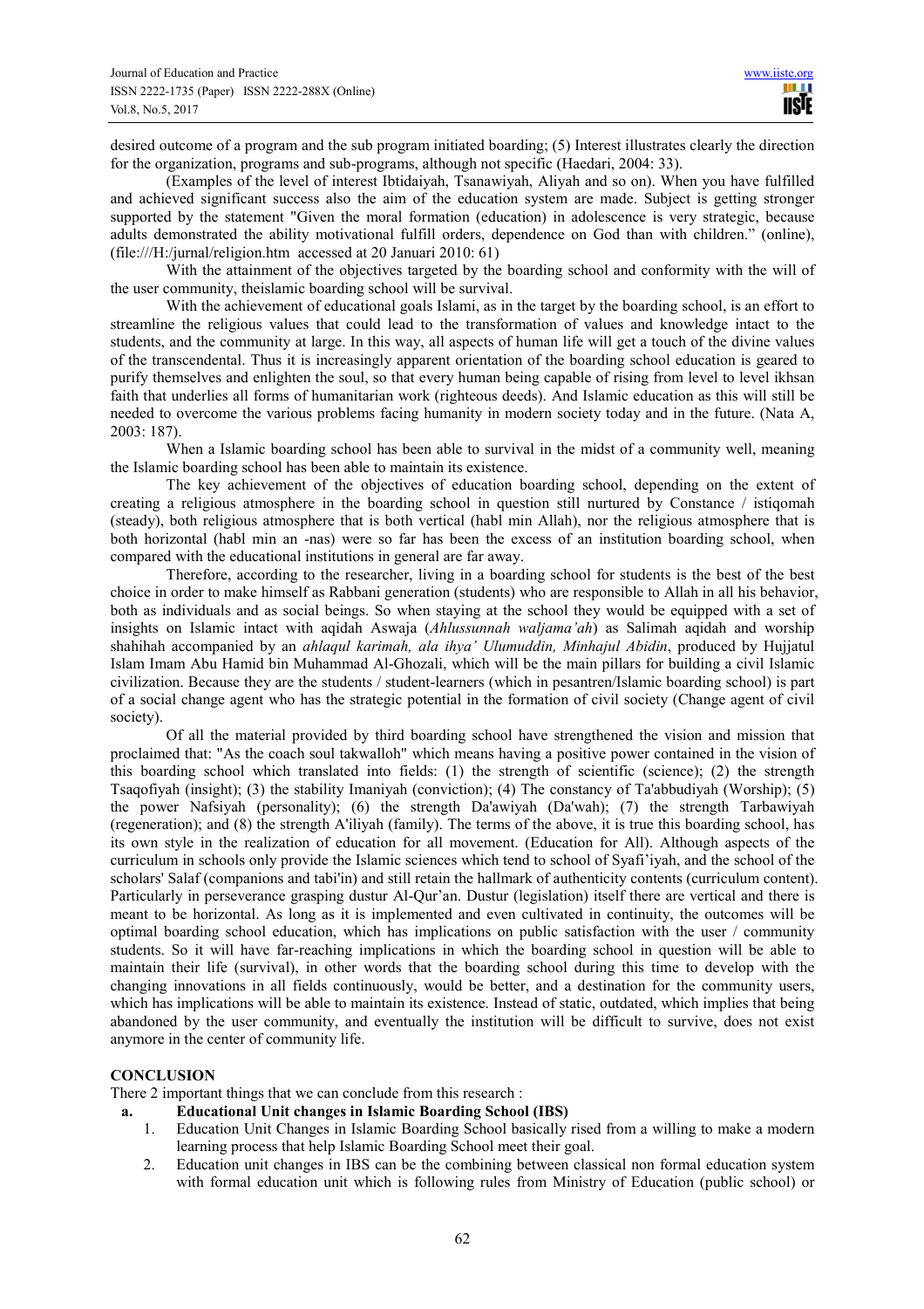desired outcome of a program and the sub program initiated boarding; (5) Interest illustrates clearly the direction for the organization, programs and sub-programs, although not specific (Haedari, 2004: 33).

(Examples of the level of interest Ibtidaiyah, Tsanawiyah, Aliyah and so on). When you have fulfilled and achieved significant success also the aim of the education system are made. Subject is getting stronger supported by the statement "Given the moral formation (education) in adolescence is very strategic, because adults demonstrated the ability motivational fulfill orders, dependence on God than with children." (online), (file:///H:/jurnal/religion.htm accessed at 20 Januari 2010: 61)

With the attainment of the objectives targeted by the boarding school and conformity with the will of the user community, theislamic boarding school will be survival.

With the achievement of educational goals Islami, as in the target by the boarding school, is an effort to streamline the religious values that could lead to the transformation of values and knowledge intact to the students, and the community at large. In this way, all aspects of human life will get a touch of the divine values of the transcendental. Thus it is increasingly apparent orientation of the boarding school education is geared to purify themselves and enlighten the soul, so that every human being capable of rising from level to level ikhsan faith that underlies all forms of humanitarian work (righteous deeds). And Islamic education as this will still be needed to overcome the various problems facing humanity in modern society today and in the future. (Nata A, 2003: 187).

When a Islamic boarding school has been able to survival in the midst of a community well, meaning the Islamic boarding school has been able to maintain its existence.

The key achievement of the objectives of education boarding school, depending on the extent of creating a religious atmosphere in the boarding school in question still nurtured by Constance / istiqomah (steady), both religious atmosphere that is both vertical (habl min Allah), nor the religious atmosphere that is both horizontal (habl min an -nas) were so far has been the excess of an institution boarding school, when compared with the educational institutions in general are far away.

Therefore, according to the researcher, living in a boarding school for students is the best of the best choice in order to make himself as Rabbani generation (students) who are responsible to Allah in all his behavior, both as individuals and as social beings. So when staying at the school they would be equipped with a set of insights on Islamic intact with aqidah Aswaja (*Ahlussunnah waljama'ah*) as Salimah aqidah and worship shahihah accompanied by an *ahlaqul karimah, ala ihya' Ulumuddin, Minhajul Abidin*, produced by Hujjatul Islam Imam Abu Hamid bin Muhammad Al-Ghozali, which will be the main pillars for building a civil Islamic civilization. Because they are the students / student-learners (which in pesantren/Islamic boarding school) is part of a social change agent who has the strategic potential in the formation of civil society (Change agent of civil society).

Of all the material provided by third boarding school have strengthened the vision and mission that proclaimed that: "As the coach soul takwalloh" which means having a positive power contained in the vision of this boarding school which translated into fields: (1) the strength of scientific (science); (2) the strength Tsaqofiyah (insight); (3) the stability Imaniyah (conviction); (4) The constancy of Ta'abbudiyah (Worship); (5) the power Nafsiyah (personality); (6) the strength Da'awiyah (Da'wah); (7) the strength Tarbawiyah (regeneration); and (8) the strength A'iliyah (family). The terms of the above, it is true this boarding school, has its own style in the realization of education for all movement. (Education for All). Although aspects of the curriculum in schools only provide the Islamic sciences which tend to school of Syafi'iyah, and the school of the scholars' Salaf (companions and tabi'in) and still retain the hallmark of authenticity contents (curriculum content). Particularly in perseverance grasping dustur Al-Qur'an. Dustur (legislation) itself there are vertical and there is meant to be horizontal. As long as it is implemented and even cultivated in continuity, the outcomes will be optimal boarding school education, which has implications on public satisfaction with the user / community students. So it will have far-reaching implications in which the boarding school in question will be able to maintain their life (survival), in other words that the boarding school during this time to develop with the changing innovations in all fields continuously, would be better, and a destination for the community users, which has implications will be able to maintain its existence. Instead of static, outdated, which implies that being abandoned by the user community, and eventually the institution will be difficult to survive, does not exist anymore in the center of community life.

## CONCLUSION

There 2 important things that we can conclude from this research :

**a. Educational Unit changes in Islamic Boarding School (IBS)**

1. Education Unit Changes in Islamic Boarding School basically rised from a willing to make a modern learning process that help Islamic Boarding School meet their goal.
2. Education unit changes in IBS can be the combining between classical non formal education system with formal education unit which is following rules from Ministry of Education (public school) or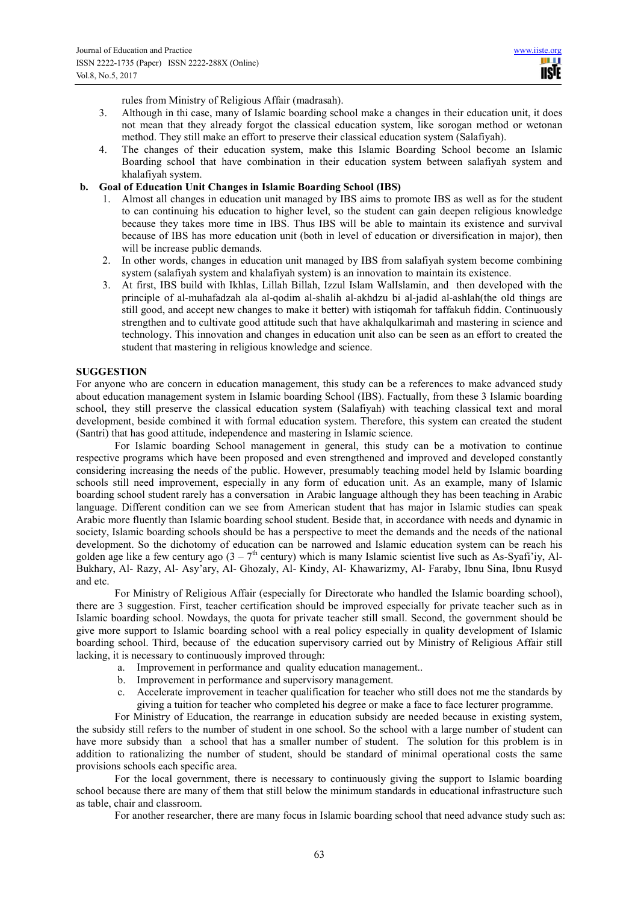rules from Ministry of Religious Affair (madrasah).

3. Although in thi case, many of Islamic boarding school make a changes in their education unit, it does not mean that they already forgot the classical education system, like sorogan method or wetonan method. They still make an effort to preserve their classical education system (Salafiyah).
4. The changes of their education system, make this Islamic Boarding School become an Islamic Boarding school that have combination in their education system between salafiyah system and khalafiyah system.

**b. Goal of Education Unit Changes in Islamic Boarding School (IBS)**

1. Almost all changes in education unit managed by IBS aims to promote IBS as well as for the student to can continuing his education to higher level, so the student can gain deepen religious knowledge because they takes more time in IBS. Thus IBS will be able to maintain its existence and survival because of IBS has more education unit (both in level of education or diversification in major), then will be increase public demands.
2. In other words, changes in education unit managed by IBS from salafiyah system become combining system (salafiyah system and khalafiyah system) is an innovation to maintain its existence.
3. At first, IBS build with Ikhlas, Lillah Billah, Izzul Islam WalIslamin, and then developed with the principle of al-muhafadzah ala al-qodim al-shalih al-akhdzu bi al-jadid al-ashlah(the old things are still good, and accept new changes to make it better) with istiqomah for taffakuh fiddin. Continuously strengthen and to cultivate good attitude such that have akhalqulkarimah and mastering in science and technology. This innovation and changes in education unit also can be seen as an effort to created the student that mastering in religious knowledge and science.

## SUGGESTION

For anyone who are concern in education management, this study can be a references to make advanced study about education management system in Islamic boarding School (IBS). Factually, from these 3 Islamic boarding school, they still preserve the classical education system (Salafiyah) with teaching classical text and moral development, beside combined it with formal education system. Therefore, this system can created the student (Santri) that has good attitude, independence and mastering in Islamic science.

For Islamic boarding School management in general, this study can be a motivation to continue respective programs which have been proposed and even strengthened and improved and developed constantly considering increasing the needs of the public. However, presumably teaching model held by Islamic boarding schools still need improvement, especially in any form of education unit. As an example, many of Islamic boarding school student rarely has a conversation in Arabic language although they has been teaching in Arabic language. Different condition can we see from American student that has major in Islamic studies can speak Arabic more fluently than Islamic boarding school student. Beside that, in accordance with needs and dynamic in society, Islamic boarding schools should be has a perspective to meet the demands and the needs of the national development. So the dichotomy of education can be narrowed and Islamic education system can be reach his golden age like a few century ago ($3 - 7^{th}$ century) which is many Islamic scientist live such as As-Syafi'iy, Al-Bukhary, Al- Razy, Al- Asy'ary, Al- Ghozaly, Al- Kindy, Al- Khawarizmy, Al- Faraby, Ibnu Sina, Ibnu Rusyd and etc.

For Ministry of Religious Affair (especially for Directorate who handled the Islamic boarding school), there are 3 suggestion. First, teacher certification should be improved especially for private teacher such as in Islamic boarding school. Nowdays, the quota for private teacher still small. Second, the government should be give more support to Islamic boarding school with a real policy especially in quality development of Islamic boarding school. Third, because of the education supervisory carried out by Ministry of Religious Affair still lacking, it is necessary to continuously improved through:

a. Improvement in performance and quality education management..
b. Improvement in performance and supervisory management.
c. Accelerate improvement in teacher qualification for teacher who still does not me the standards by giving a tuition for teacher who completed his degree or make a face to face lecturer programme.

For Ministry of Education, the rearrange in education subsidy are needed because in existing system, the subsidy still refers to the number of student in one school. So the school with a large number of student can have more subsidy than a school that has a smaller number of student. The solution for this problem is in addition to rationalizing the number of student, should be standard of minimal operational costs the same provisions schools each specific area.

For the local government, there is necessary to continuously giving the support to Islamic boarding school because there are many of them that still below the minimum standards in educational infrastructure such as table, chair and classroom.

For another researcher, there are many focus in Islamic boarding school that need advance study such as: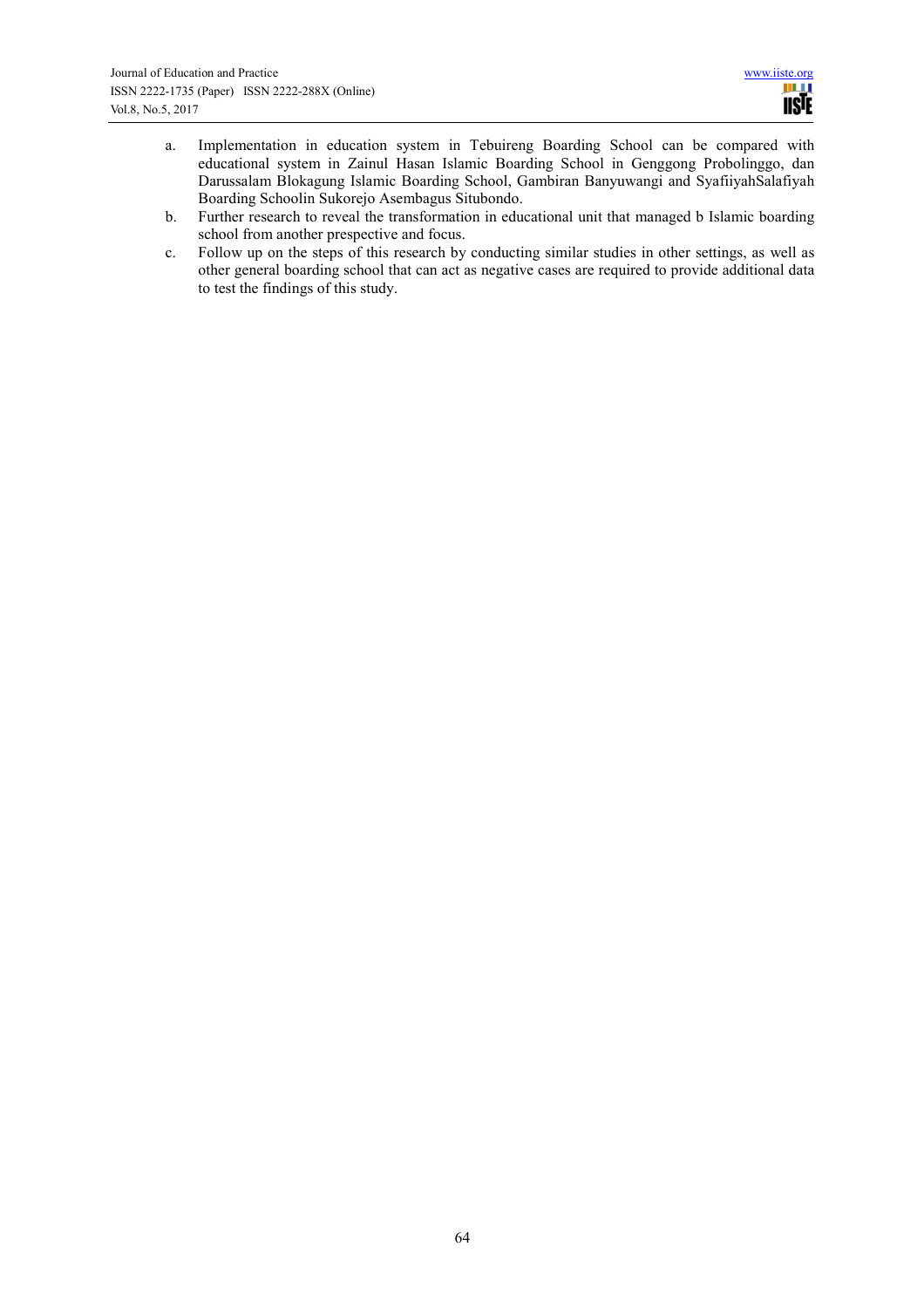a. Implementation in education system in Tebuireng Boarding School can be compared with educational system in Zainul Hasan Islamic Boarding School in Genggong Probolinggo, dan Darussalam Blokagung Islamic Boarding School, Gambiran Banyuwangi and SyafiiyahSalafiyah Boarding Schoolin Sukorejo Asembagus Situbondo.

b. Further research to reveal the transformation in educational unit that managed b Islamic boarding school from another prespective and focus.

c. Follow up on the steps of this research by conducting similar studies in other settings, as well as other general boarding school that can act as negative cases are required to provide additional data to test the findings of this study.